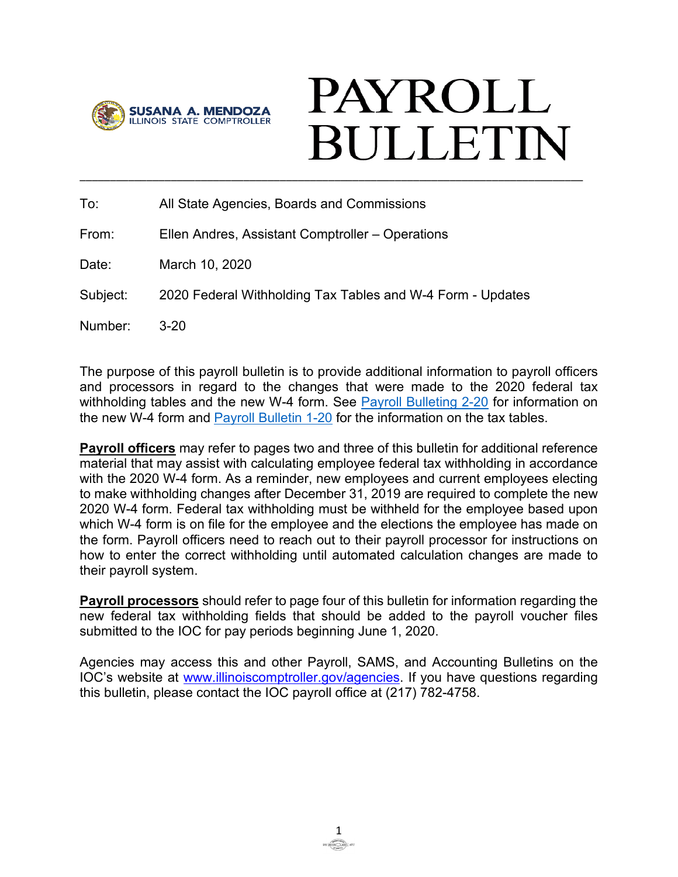SUSANA A. MENDOZA
ILLINOIS STATE COMPTROLLER

# PAYROLL BULLETIN

| | |
|---|---|
| To: | All State Agencies, Boards and Commissions |
| From: | Ellen Andres, Assistant Comptroller – Operations |
| Date: | March 10, 2020 |
| Subject: | 2020 Federal Withholding Tax Tables and W-4 Form - Updates |
| Number: | 3-20 |

The purpose of this payroll bulletin is to provide additional information to payroll officers and processors in regard to the changes that were made to the 2020 federal tax withholding tables and the new W-4 form. See Payroll Bulleting 2-20 for information on the new W-4 form and Payroll Bulletin 1-20 for the information on the tax tables.

**Payroll officers** may refer to pages two and three of this bulletin for additional reference material that may assist with calculating employee federal tax withholding in accordance with the 2020 W-4 form. As a reminder, new employees and current employees electing to make withholding changes after December 31, 2019 are required to complete the new 2020 W-4 form. Federal tax withholding must be withheld for the employee based upon which W-4 form is on file for the employee and the elections the employee has made on the form. Payroll officers need to reach out to their payroll processor for instructions on how to enter the correct withholding until automated calculation changes are made to their payroll system.

**Payroll processors** should refer to page four of this bulletin for information regarding the new federal tax withholding fields that should be added to the payroll voucher files submitted to the IOC for pay periods beginning June 1, 2020.

Agencies may access this and other Payroll, SAMS, and Accounting Bulletins on the IOC's website at www.illinoiscomptroller.gov/agencies. If you have questions regarding this bulletin, please contact the IOC payroll office at (217) 782-4758.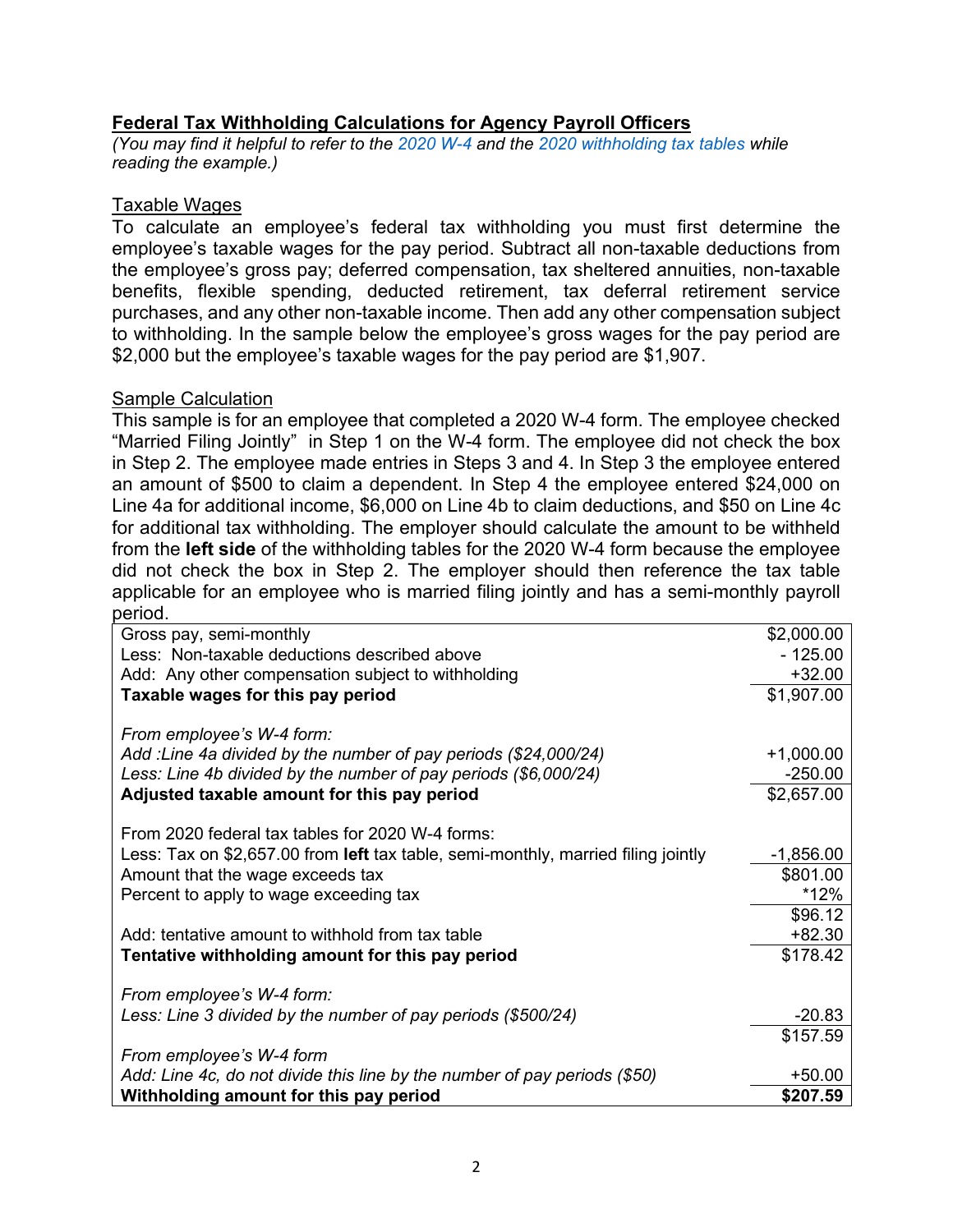## Federal Tax Withholding Calculations for Agency Payroll Officers

*(You may find it helpful to refer to the 2020 W-4 and the 2020 withholding tax tables while reading the example.)*

### Taxable Wages

To calculate an employee's federal tax withholding you must first determine the employee's taxable wages for the pay period. Subtract all non-taxable deductions from the employee's gross pay; deferred compensation, tax sheltered annuities, non-taxable benefits, flexible spending, deducted retirement, tax deferral retirement service purchases, and any other non-taxable income. Then add any other compensation subject to withholding. In the sample below the employee's gross wages for the pay period are $2,000 but the employee's taxable wages for the pay period are $1,907.

### Sample Calculation

This sample is for an employee that completed a 2020 W-4 form. The employee checked "Married Filing Jointly" in Step 1 on the W-4 form. The employee did not check the box in Step 2. The employee made entries in Steps 3 and 4. In Step 3 the employee entered an amount of $500 to claim a dependent. In Step 4 the employee entered $24,000 on Line 4a for additional income, $6,000 on Line 4b to claim deductions, and $50 on Line 4c for additional tax withholding. The employer should calculate the amount to be withheld from the **left side** of the withholding tables for the 2020 W-4 form because the employee did not check the box in Step 2. The employer should then reference the tax table applicable for an employee who is married filing jointly and has a semi-monthly payroll period.

| | |
|---|---:|
| Gross pay, semi-monthly | $2,000.00 |
| Less: Non-taxable deductions described above | - 125.00 |
| Add: Any other compensation subject to withholding | +32.00 |
| **Taxable wages for this pay period** | $1,907.00 |
| | |
| *From employee's W-4 form:* | |
| *Add :Line 4a divided by the number of pay periods ($24,000/24)* | +1,000.00 |
| *Less: Line 4b divided by the number of pay periods ($6,000/24)* | -250.00 |
| **Adjusted taxable amount for this pay period** | $2,657.00 |
| | |
| From 2020 federal tax tables for 2020 W-4 forms: | |
| Less: Tax on $2,657.00 from **left** tax table, semi-monthly, married filing jointly | -1,856.00 |
| Amount that the wage exceeds tax | $801.00 |
| Percent to apply to wage exceeding tax | *12% |
| | $96.12 |
| Add: tentative amount to withhold from tax table | +82.30 |
| **Tentative withholding amount for this pay period** | $178.42 |
| | |
| *From employee's W-4 form:* | |
| *Less: Line 3 divided by the number of pay periods ($500/24)* | -20.83 |
| | $157.59 |
| *From employee's W-4 form* | |
| *Add: Line 4c, do not divide this line by the number of pay periods ($50)* | +50.00 |
| **Withholding amount for this pay period** | **$207.59** |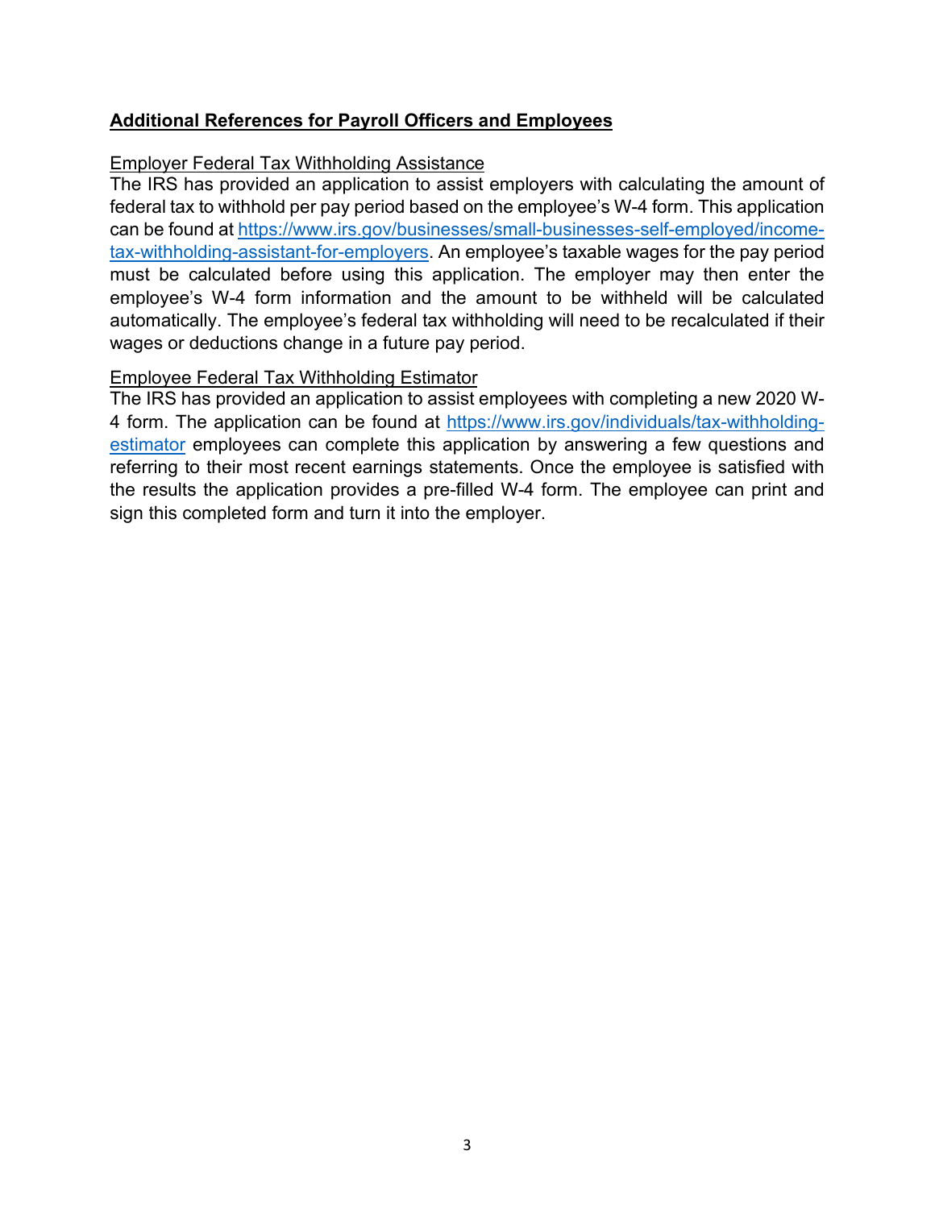## Additional References for Payroll Officers and Employees

### Employer Federal Tax Withholding Assistance

The IRS has provided an application to assist employers with calculating the amount of federal tax to withhold per pay period based on the employee's W-4 form. This application can be found at [https://www.irs.gov/businesses/small-businesses-self-employed/income-tax-withholding-assistant-for-employers](https://www.irs.gov/businesses/small-businesses-self-employed/income-tax-withholding-assistant-for-employers). An employee's taxable wages for the pay period must be calculated before using this application. The employer may then enter the employee's W-4 form information and the amount to be withheld will be calculated automatically. The employee's federal tax withholding will need to be recalculated if their wages or deductions change in a future pay period.

### Employee Federal Tax Withholding Estimator

The IRS has provided an application to assist employees with completing a new 2020 W-4 form. The application can be found at [https://www.irs.gov/individuals/tax-withholding-estimator](https://www.irs.gov/individuals/tax-withholding-estimator) employees can complete this application by answering a few questions and referring to their most recent earnings statements. Once the employee is satisfied with the results the application provides a pre-filled W-4 form. The employee can print and sign this completed form and turn it into the employer.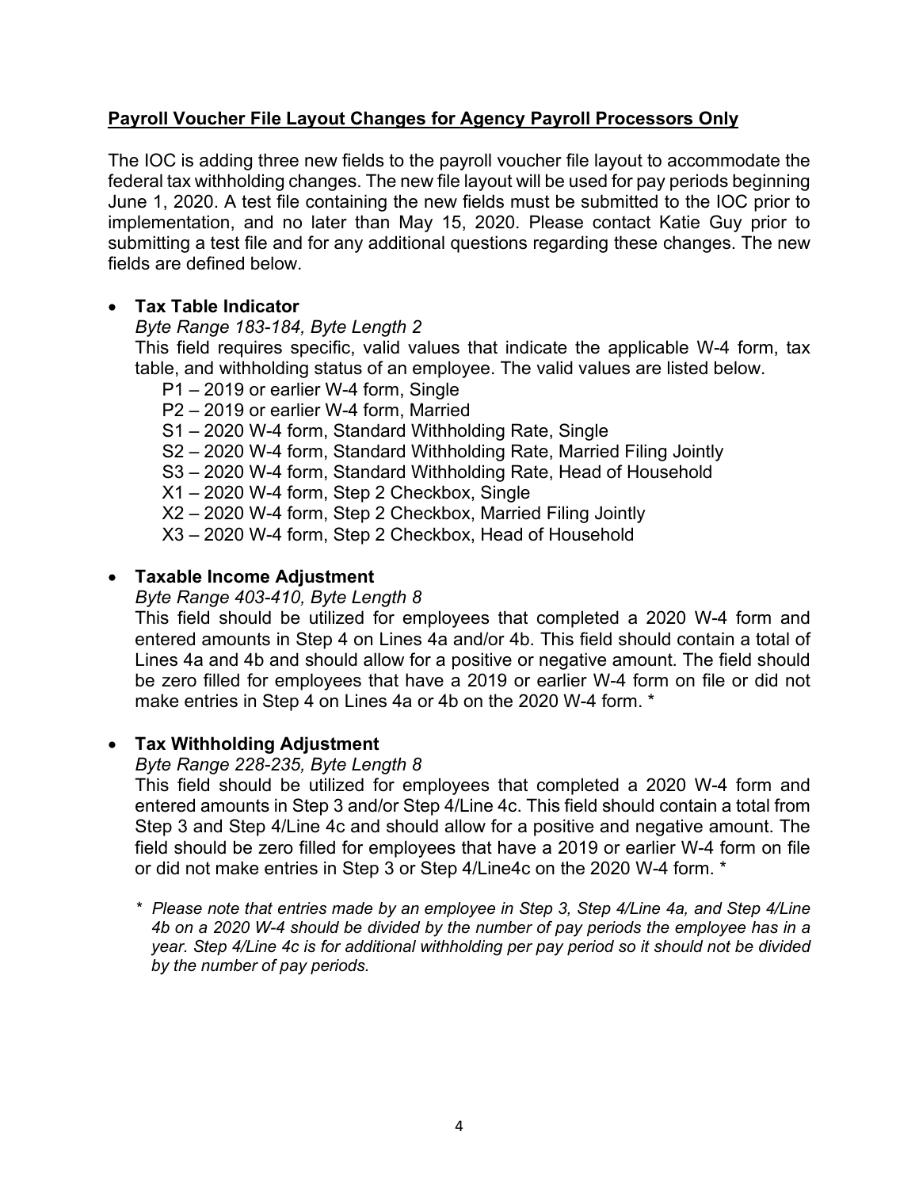## Payroll Voucher File Layout Changes for Agency Payroll Processors Only

The IOC is adding three new fields to the payroll voucher file layout to accommodate the federal tax withholding changes. The new file layout will be used for pay periods beginning June 1, 2020. A test file containing the new fields must be submitted to the IOC prior to implementation, and no later than May 15, 2020. Please contact Katie Guy prior to submitting a test file and for any additional questions regarding these changes. The new fields are defined below.

- **Tax Table Indicator**

  *Byte Range 183-184, Byte Length 2*

  This field requires specific, valid values that indicate the applicable W-4 form, tax table, and withholding status of an employee. The valid values are listed below.

  P1 – 2019 or earlier W-4 form, Single
  P2 – 2019 or earlier W-4 form, Married
  S1 – 2020 W-4 form, Standard Withholding Rate, Single
  S2 – 2020 W-4 form, Standard Withholding Rate, Married Filing Jointly
  S3 – 2020 W-4 form, Standard Withholding Rate, Head of Household
  X1 – 2020 W-4 form, Step 2 Checkbox, Single
  X2 – 2020 W-4 form, Step 2 Checkbox, Married Filing Jointly
  X3 – 2020 W-4 form, Step 2 Checkbox, Head of Household

- **Taxable Income Adjustment**

  *Byte Range 403-410, Byte Length 8*

  This field should be utilized for employees that completed a 2020 W-4 form and entered amounts in Step 4 on Lines 4a and/or 4b. This field should contain a total of Lines 4a and 4b and should allow for a positive or negative amount. The field should be zero filled for employees that have a 2019 or earlier W-4 form on file or did not make entries in Step 4 on Lines 4a or 4b on the 2020 W-4 form. *

- **Tax Withholding Adjustment**

  *Byte Range 228-235, Byte Length 8*

  This field should be utilized for employees that completed a 2020 W-4 form and entered amounts in Step 3 and/or Step 4/Line 4c. This field should contain a total from Step 3 and Step 4/Line 4c and should allow for a positive and negative amount. The field should be zero filled for employees that have a 2019 or earlier W-4 form on file or did not make entries in Step 3 or Step 4/Line4c on the 2020 W-4 form. *

  *\* Please note that entries made by an employee in Step 3, Step 4/Line 4a, and Step 4/Line 4b on a 2020 W-4 should be divided by the number of pay periods the employee has in a year. Step 4/Line 4c is for additional withholding per pay period so it should not be divided by the number of pay periods.*